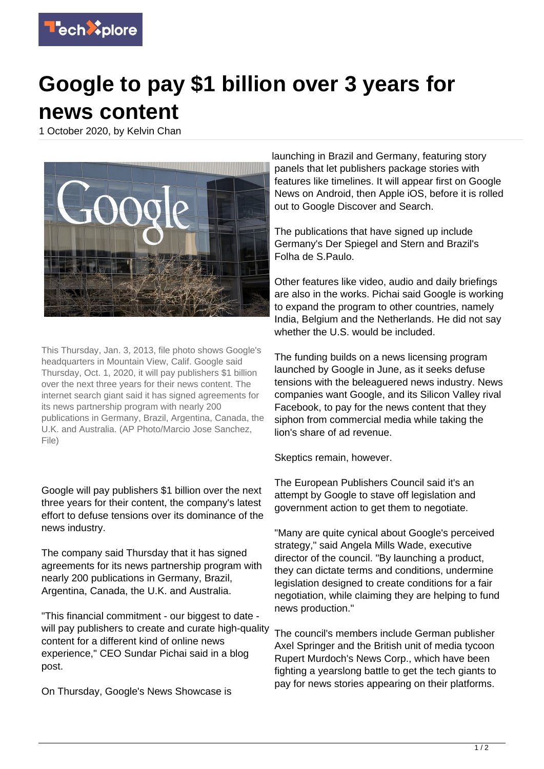# Google to pay $1 billion over 3 years for news content

1 October 2020, by Kelvin Chan

This Thursday, Jan. 3, 2013, file photo shows Google's headquarters in Mountain View, Calif. Google said Thursday, Oct. 1, 2020, it will pay publishers $1 billion over the next three years for their news content. The internet search giant said it has signed agreements for its news partnership program with nearly 200 publications in Germany, Brazil, Argentina, Canada, the U.K. and Australia. (AP Photo/Marcio Jose Sanchez, File)

Google will pay publishers $1 billion over the next three years for their content, the company's latest effort to defuse tensions over its dominance of the news industry.

The company said Thursday that it has signed agreements for its news partnership program with nearly 200 publications in Germany, Brazil, Argentina, Canada, the U.K. and Australia.

"This financial commitment - our biggest to date - will pay publishers to create and curate high-quality content for a different kind of online news experience," CEO Sundar Pichai said in a blog post.

On Thursday, Google's News Showcase is launching in Brazil and Germany, featuring story panels that let publishers package stories with features like timelines. It will appear first on Google News on Android, then Apple iOS, before it is rolled out to Google Discover and Search.

The publications that have signed up include Germany's Der Spiegel and Stern and Brazil's Folha de S.Paulo.

Other features like video, audio and daily briefings are also in the works. Pichai said Google is working to expand the program to other countries, namely India, Belgium and the Netherlands. He did not say whether the U.S. would be included.

The funding builds on a news licensing program launched by Google in June, as it seeks defuse tensions with the beleaguered news industry. News companies want Google, and its Silicon Valley rival Facebook, to pay for the news content that they siphon from commercial media while taking the lion's share of ad revenue.

Skeptics remain, however.

The European Publishers Council said it's an attempt by Google to stave off legislation and government action to get them to negotiate.

"Many are quite cynical about Google's perceived strategy," said Angela Mills Wade, executive director of the council. "By launching a product, they can dictate terms and conditions, undermine legislation designed to create conditions for a fair negotiation, while claiming they are helping to fund news production."

The council's members include German publisher Axel Springer and the British unit of media tycoon Rupert Murdoch's News Corp., which have been fighting a yearslong battle to get the tech giants to pay for news stories appearing on their platforms.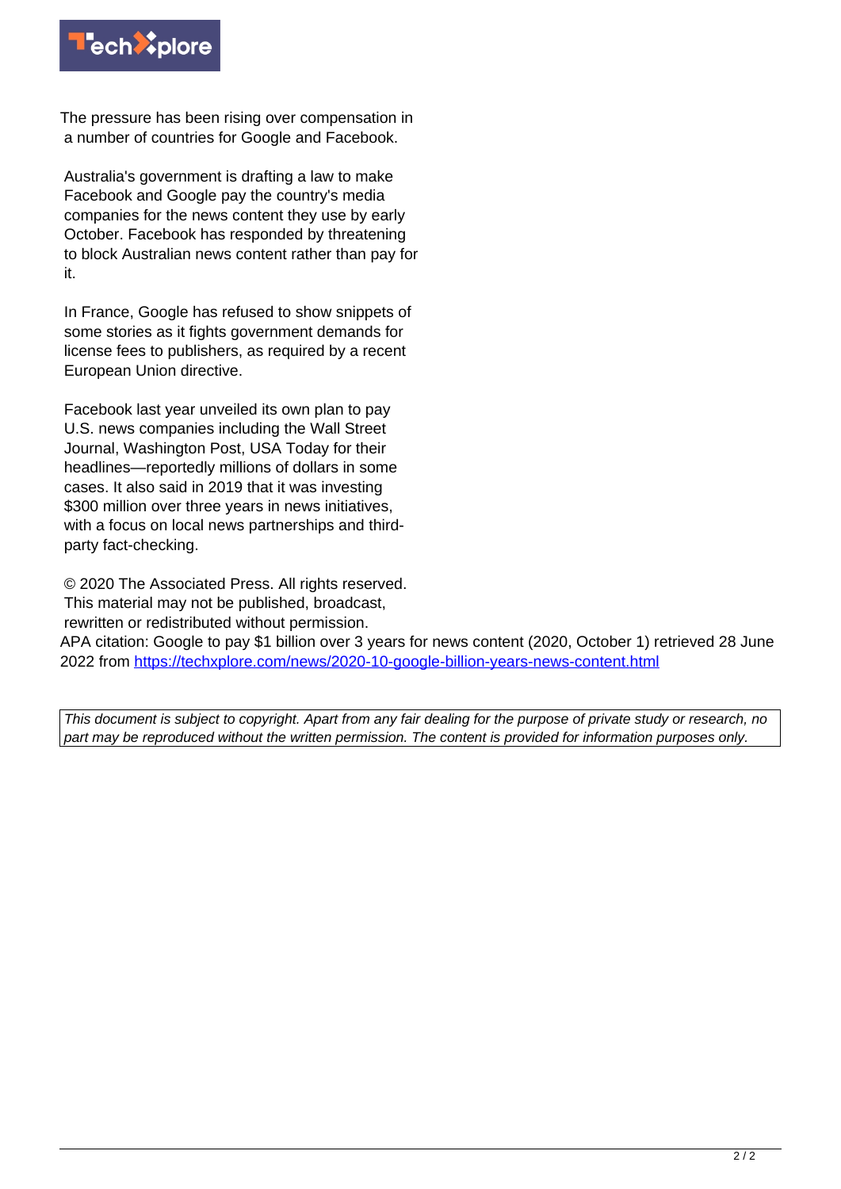The pressure has been rising over compensation in a number of countries for Google and Facebook.

Australia's government is drafting a law to make Facebook and Google pay the country's media companies for the news content they use by early October. Facebook has responded by threatening to block Australian news content rather than pay for it.

In France, Google has refused to show snippets of some stories as it fights government demands for license fees to publishers, as required by a recent European Union directive.

Facebook last year unveiled its own plan to pay U.S. news companies including the Wall Street Journal, Washington Post, USA Today for their headlines—reportedly millions of dollars in some cases. It also said in 2019 that it was investing $300 million over three years in news initiatives, with a focus on local news partnerships and third-party fact-checking.

© 2020 The Associated Press. All rights reserved. This material may not be published, broadcast, rewritten or redistributed without permission.

APA citation: Google to pay $1 billion over 3 years for news content (2020, October 1) retrieved 28 June 2022 from https://techxplore.com/news/2020-10-google-billion-years-news-content.html

*This document is subject to copyright. Apart from any fair dealing for the purpose of private study or research, no part may be reproduced without the written permission. The content is provided for information purposes only.*